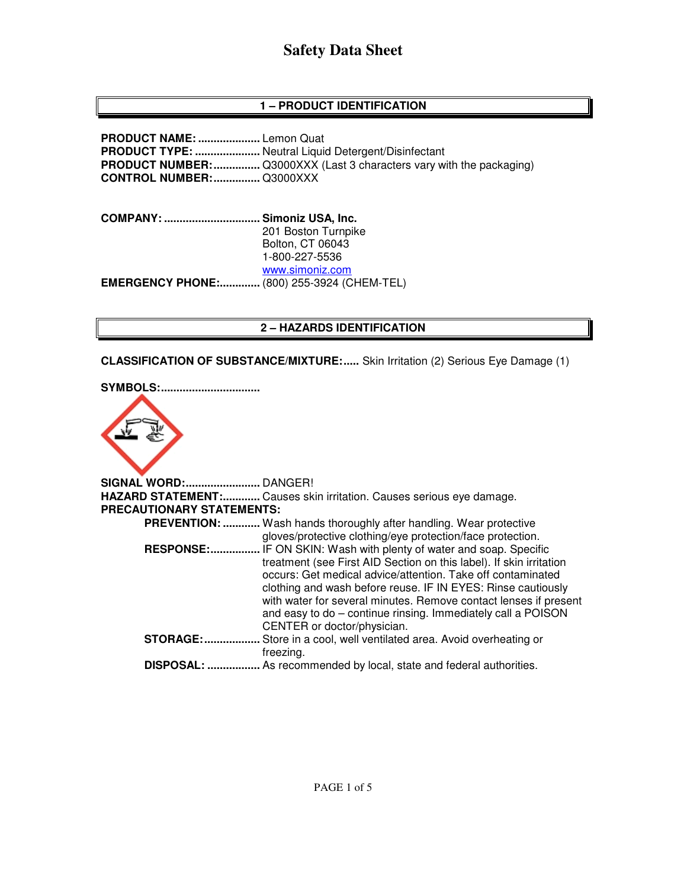# Safety Data Sheet

## 1 – PRODUCT IDENTIFICATION

**PRODUCT NAME:** .................... Lemon Quat
**PRODUCT TYPE:** ..................... Neutral Liquid Detergent/Disinfectant
**PRODUCT NUMBER:** ............... Q3000XXX (Last 3 characters vary with the packaging)
**CONTROL NUMBER:** ............... Q3000XXX

**COMPANY:** ............................... **Simoniz USA, Inc.**
201 Boston Turnpike
Bolton, CT 06043
1-800-227-5536
www.simoniz.com
**EMERGENCY PHONE:** ............. (800) 255-3924 (CHEM-TEL)

## 2 – HAZARDS IDENTIFICATION

**CLASSIFICATION OF SUBSTANCE/MIXTURE:** ..... Skin Irritation (2) Serious Eye Damage (1)

**SYMBOLS:** ................................

**SIGNAL WORD:** ........................ DANGER!
**HAZARD STATEMENT:** ............ Causes skin irritation. Causes serious eye damage.
**PRECAUTIONARY STATEMENTS:**

- **PREVENTION:** ............ Wash hands thoroughly after handling. Wear protective gloves/protective clothing/eye protection/face protection.
- **RESPONSE:** ................ IF ON SKIN: Wash with plenty of water and soap. Specific treatment (see First AID Section on this label). If skin irritation occurs: Get medical advice/attention. Take off contaminated clothing and wash before reuse. IF IN EYES: Rinse cautiously with water for several minutes. Remove contact lenses if present and easy to do – continue rinsing. Immediately call a POISON CENTER or doctor/physician.
- **STORAGE:** .................. Store in a cool, well ventilated area. Avoid overheating or freezing.
- **DISPOSAL:** ................. As recommended by local, state and federal authorities.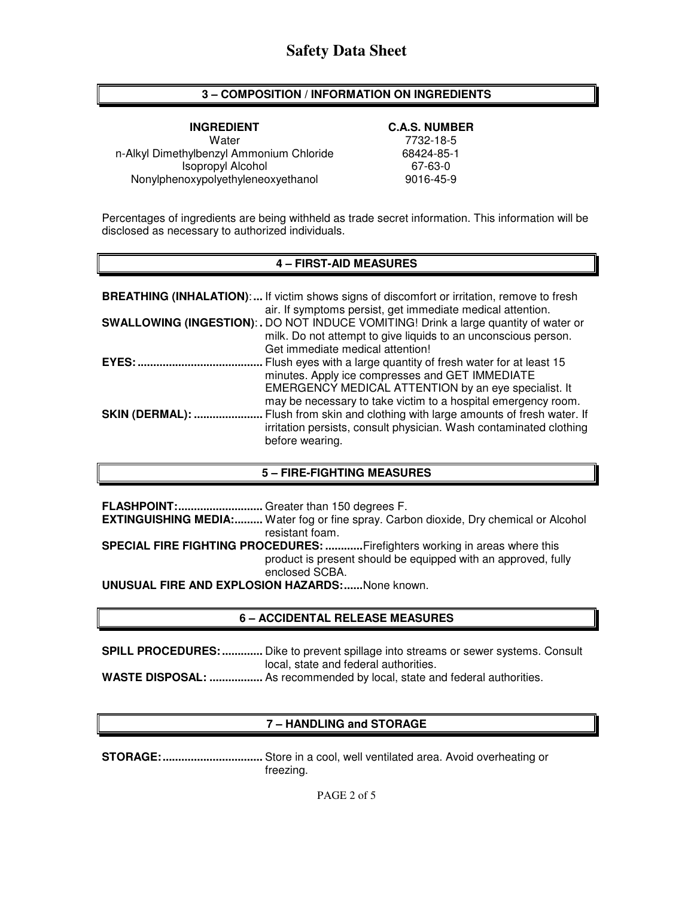# Safety Data Sheet

## 3 – COMPOSITION / INFORMATION ON INGREDIENTS

| INGREDIENT | C.A.S. NUMBER |
|---|---|
| Water | 7732-18-5 |
| n-Alkyl Dimethylbenzyl Ammonium Chloride | 68424-85-1 |
| Isopropyl Alcohol | 67-63-0 |
| Nonylphenoxypolyethyleneoxyethanol | 9016-45-9 |

Percentages of ingredients are being withheld as trade secret information. This information will be disclosed as necessary to authorized individuals.

## 4 – FIRST-AID MEASURES

**BREATHING (INHALATION):...** If victim shows signs of discomfort or irritation, remove to fresh air. If symptoms persist, get immediate medical attention.

**SWALLOWING (INGESTION):.** DO NOT INDUCE VOMITING! Drink a large quantity of water or milk. Do not attempt to give liquids to an unconscious person. Get immediate medical attention!

**EYES:........................................** Flush eyes with a large quantity of fresh water for at least 15 minutes. Apply ice compresses and GET IMMEDIATE EMERGENCY MEDICAL ATTENTION by an eye specialist. It may be necessary to take victim to a hospital emergency room.

**SKIN (DERMAL): ......................** Flush from skin and clothing with large amounts of fresh water. If irritation persists, consult physician. Wash contaminated clothing before wearing.

## 5 – FIRE-FIGHTING MEASURES

**FLASHPOINT:...........................** Greater than 150 degrees F.

**EXTINGUISHING MEDIA:.........** Water fog or fine spray. Carbon dioxide, Dry chemical or Alcohol resistant foam.

**SPECIAL FIRE FIGHTING PROCEDURES: ............** Firefighters working in areas where this product is present should be equipped with an approved, fully enclosed SCBA.

**UNUSUAL FIRE AND EXPLOSION HAZARDS:......** None known.

## 6 – ACCIDENTAL RELEASE MEASURES

**SPILL PROCEDURES: .............** Dike to prevent spillage into streams or sewer systems. Consult local, state and federal authorities.

**WASTE DISPOSAL: .................** As recommended by local, state and federal authorities.

## 7 – HANDLING and STORAGE

**STORAGE:................................** Store in a cool, well ventilated area. Avoid overheating or freezing.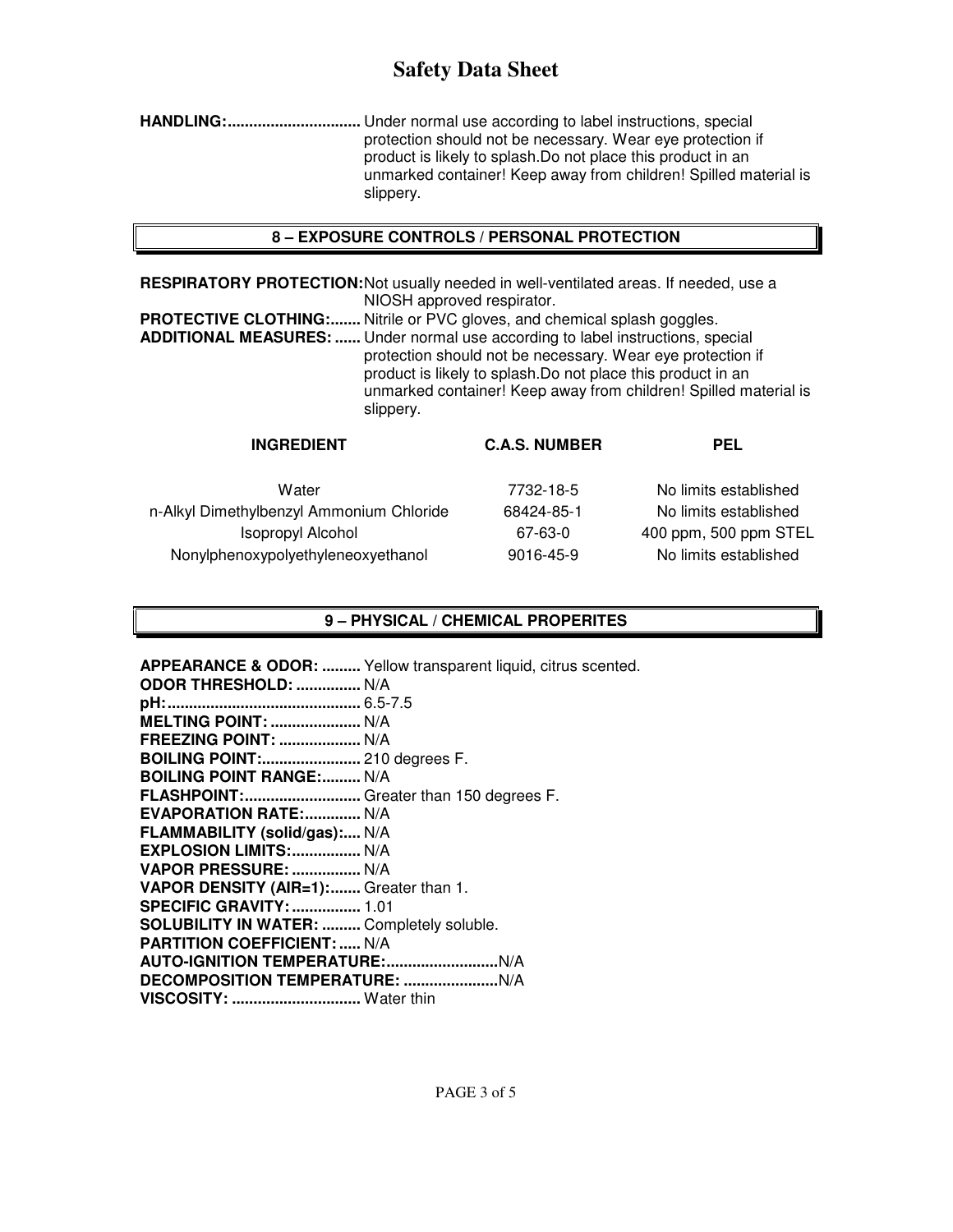# Safety Data Sheet

**HANDLING:**............................... Under normal use according to label instructions, special protection should not be necessary. Wear eye protection if product is likely to splash.Do not place this product in an unmarked container! Keep away from children! Spilled material is slippery.

## 8 – EXPOSURE CONTROLS / PERSONAL PROTECTION

**RESPIRATORY PROTECTION:** Not usually needed in well-ventilated areas. If needed, use a NIOSH approved respirator.

**PROTECTIVE CLOTHING:**....... Nitrile or PVC gloves, and chemical splash goggles.

**ADDITIONAL MEASURES:** ...... Under normal use according to label instructions, special protection should not be necessary. Wear eye protection if product is likely to splash.Do not place this product in an unmarked container! Keep away from children! Spilled material is slippery.

| INGREDIENT | C.A.S. NUMBER | PEL |
|---|---|---|
| Water | 7732-18-5 | No limits established |
| n-Alkyl Dimethylbenzyl Ammonium Chloride | 68424-85-1 | No limits established |
| Isopropyl Alcohol | 67-63-0 | 400 ppm, 500 ppm STEL |
| Nonylphenoxypolyethyleneoxyethanol | 9016-45-9 | No limits established |

## 9 – PHYSICAL / CHEMICAL PROPERITES

**APPEARANCE & ODOR:** ......... Yellow transparent liquid, citrus scented.
**ODOR THRESHOLD:** ............... N/A
**pH:**............................................ 6.5-7.5
**MELTING POINT:** ..................... N/A
**FREEZING POINT:** ................... N/A
**BOILING POINT:**....................... 210 degrees F.
**BOILING POINT RANGE:**......... N/A
**FLASHPOINT:**........................... Greater than 150 degrees F.
**EVAPORATION RATE:**............. N/A
**FLAMMABILITY (solid/gas):**.... N/A
**EXPLOSION LIMITS:**................ N/A
**VAPOR PRESSURE:** ................ N/A
**VAPOR DENSITY (AIR=1):**....... Greater than 1.
**SPECIFIC GRAVITY:**................ 1.01
**SOLUBILITY IN WATER:** ......... Completely soluble.
**PARTITION COEFFICIENT:** ..... N/A
**AUTO-IGNITION TEMPERATURE:**..........................N/A
**DECOMPOSITION TEMPERATURE:** ......................N/A
**VISCOSITY:** .............................. Water thin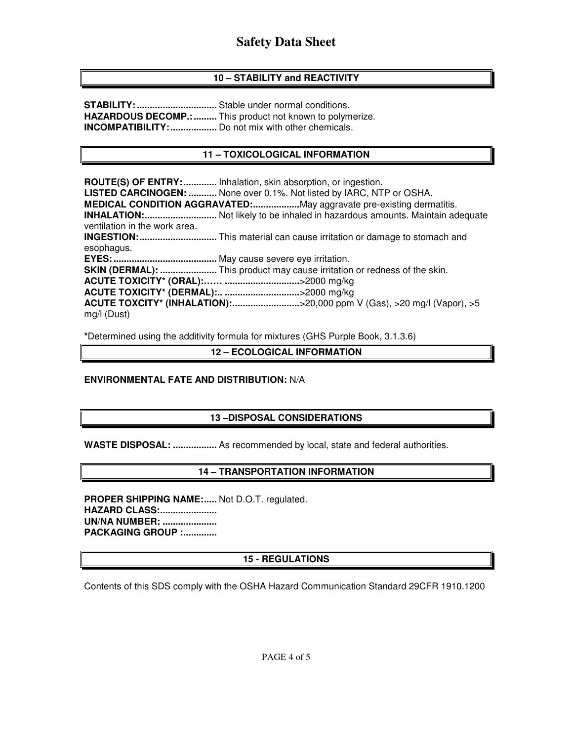## 10 – STABILITY and REACTIVITY

**STABILITY:...............................** Stable under normal conditions.
**HAZARDOUS DECOMP.:.........** This product not known to polymerize.
**INCOMPATIBILITY:..................** Do not mix with other chemicals.

## 11 – TOXICOLOGICAL INFORMATION

**ROUTE(S) OF ENTRY:.............** Inhalation, skin absorption, or ingestion.
**LISTED CARCINOGEN: ...........** None over 0.1%. Not listed by IARC, NTP or OSHA.
**MEDICAL CONDITION AGGRAVATED:..................**May aggravate pre-existing dermatitis.
**INHALATION:............................** Not likely to be inhaled in hazardous amounts. Maintain adequate ventilation in the work area.
**INGESTION:..............................** This material can cause irritation or damage to stomach and esophagus.
**EYES:........................................** May cause severe eye irritation.
**SKIN (DERMAL): ......................** This product may cause irritation or redness of the skin.
**ACUTE TOXICITY\* (ORAL):…… .............................**>2000 mg/kg
**ACUTE TOXICITY\* (DERMAL):.. .............................**>2000 mg/kg
**ACUTE TOXCITY\* (INHALATION):..........................**>20,000 ppm V (Gas), >20 mg/l (Vapor), >5 mg/l (Dust)

**\***Determined using the additivity formula for mixtures (GHS Purple Book, 3.1.3.6)

## 12 – ECOLOGICAL INFORMATION

**ENVIRONMENTAL FATE AND DISTRIBUTION:** N/A

## 13 –DISPOSAL CONSIDERATIONS

**WASTE DISPOSAL: .................** As recommended by local, state and federal authorities.

## 14 – TRANSPORTATION INFORMATION

**PROPER SHIPPING NAME:.....** Not D.O.T. regulated.
**HAZARD CLASS:......................**
**UN/NA NUMBER: .....................**
**PACKAGING GROUP :.............**

## 15 - REGULATIONS

Contents of this SDS comply with the OSHA Hazard Communication Standard 29CFR 1910.1200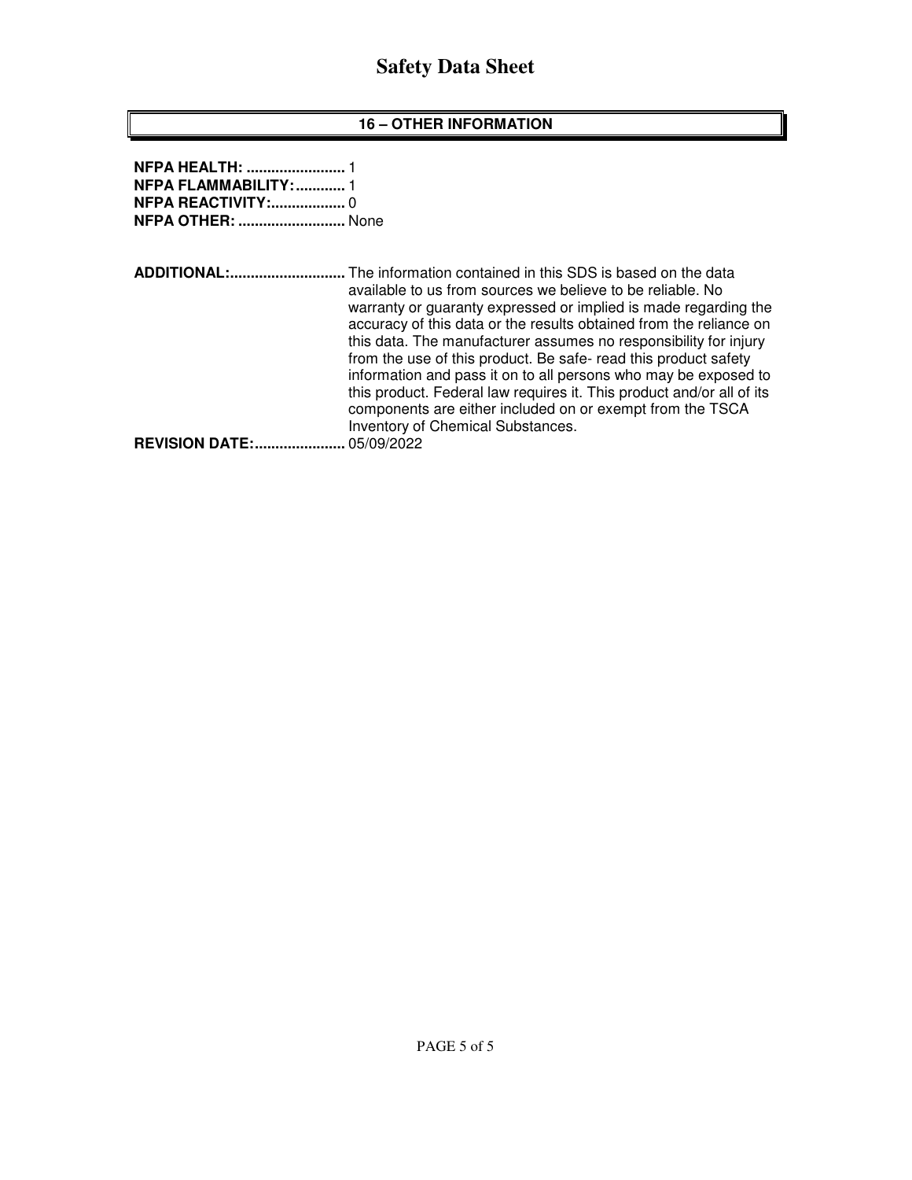## 16 – OTHER INFORMATION

**NFPA HEALTH: ........................** 1
**NFPA FLAMMABILITY:............** 1
**NFPA REACTIVITY:..................** 0
**NFPA OTHER: ..........................** None

**ADDITIONAL:............................** The information contained in this SDS is based on the data available to us from sources we believe to be reliable. No warranty or guaranty expressed or implied is made regarding the accuracy of this data or the results obtained from the reliance on this data. The manufacturer assumes no responsibility for injury from the use of this product. Be safe- read this product safety information and pass it on to all persons who may be exposed to this product. Federal law requires it. This product and/or all of its components are either included on or exempt from the TSCA Inventory of Chemical Substances.

**REVISION DATE:......................** 05/09/2022